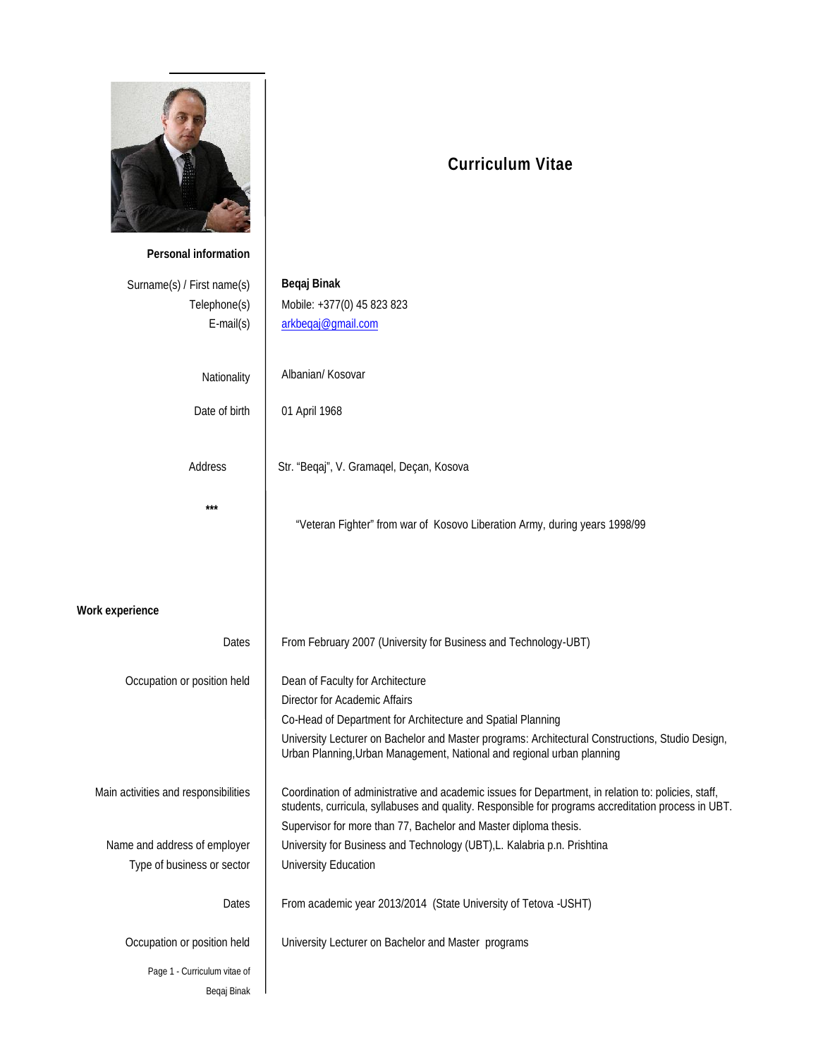# Curriculum Vitae

## Personal information

| | |
|---|---|
| Surname(s) / First name(s) | **Beqaj Binak** |
| Telephone(s) | Mobile: +377(0) 45 823 823 |
| E-mail(s) | arkbeqaj@gmail.com |
| Nationality | Albanian/ Kosovar |
| Date of birth | 01 April 1968 |
| Address | Str. "Beqaj", V. Gramaqel, Deçan, Kosova |
| *** | "Veteran Fighter" from war of Kosovo Liberation Army, during years 1998/99 |

## Work experience

| | |
|---|---|
| Dates | From February 2007 (University for Business and Technology-UBT) |
| Occupation or position held | Dean of Faculty for Architecture<br>Director for Academic Affairs<br>Co-Head of Department for Architecture and Spatial Planning<br>University Lecturer on Bachelor and Master programs: Architectural Constructions, Studio Design, Urban Planning,Urban Management, National and regional urban planning |
| Main activities and responsibilities | Coordination of administrative and academic issues for Department, in relation to: policies, staff, students, curricula, syllabuses and quality. Responsible for programs accreditation process in UBT.<br>Supervisor for more than 77, Bachelor and Master diploma thesis. |
| Name and address of employer | University for Business and Technology (UBT),L. Kalabria p.n. Prishtina |
| Type of business or sector | University Education |
| Dates | From academic year 2013/2014 (State University of Tetova -USHT) |
| Occupation or position held | University Lecturer on Bachelor and Master programs |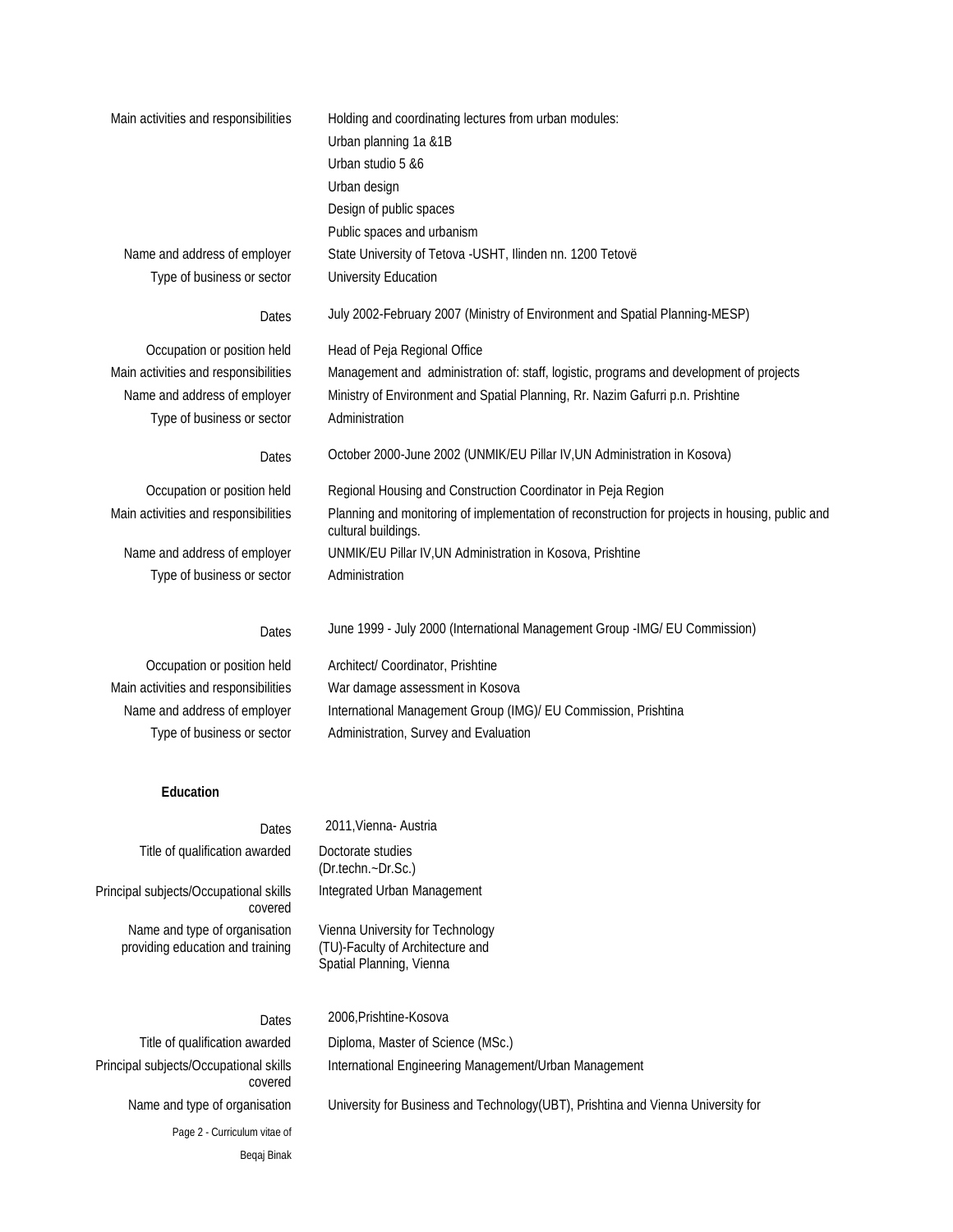| | |
|---|---|
| Main activities and responsibilities | Holding and coordinating lectures from urban modules:<br>Urban planning 1a &1B<br>Urban studio 5 &6<br>Urban design<br>Design of public spaces<br>Public spaces and urbanism |
| Name and address of employer | State University of Tetova -USHT, Ilinden nn. 1200 Tetovë |
| Type of business or sector | University Education |
| Dates | July 2002-February 2007 (Ministry of Environment and Spatial Planning-MESP) |
| Occupation or position held | Head of Peja Regional Office |
| Main activities and responsibilities | Management and administration of: staff, logistic, programs and development of projects |
| Name and address of employer | Ministry of Environment and Spatial Planning, Rr. Nazim Gafurri p.n. Prishtine |
| Type of business or sector | Administration |
| Dates | October 2000-June 2002 (UNMIK/EU Pillar IV,UN Administration in Kosova) |
| Occupation or position held | Regional Housing and Construction Coordinator in Peja Region |
| Main activities and responsibilities | Planning and monitoring of implementation of reconstruction for projects in housing, public and cultural buildings. |
| Name and address of employer | UNMIK/EU Pillar IV,UN Administration in Kosova, Prishtine |
| Type of business or sector | Administration |
| Dates | June 1999 - July 2000 (International Management Group -IMG/ EU Commission) |
| Occupation or position held | Architect/ Coordinator, Prishtine |
| Main activities and responsibilities | War damage assessment in Kosova |
| Name and address of employer | International Management Group (IMG)/ EU Commission, Prishtina |
| Type of business or sector | Administration, Survey and Evaluation |

**Education**

| | |
|---|---|
| Dates | 2011,Vienna- Austria |
| Title of qualification awarded | Doctorate studies<br>(Dr.techn.~Dr.Sc.) |
| Principal subjects/Occupational skills covered | Integrated Urban Management |
| Name and type of organisation providing education and training | Vienna University for Technology<br>(TU)-Faculty of Architecture and<br>Spatial Planning, Vienna |
| Dates | 2006,Prishtine-Kosova |
| Title of qualification awarded | Diploma, Master of Science (MSc.) |
| Principal subjects/Occupational skills covered | International Engineering Management/Urban Management |
| Name and type of organisation | University for Business and Technology(UBT), Prishtina and Vienna University for |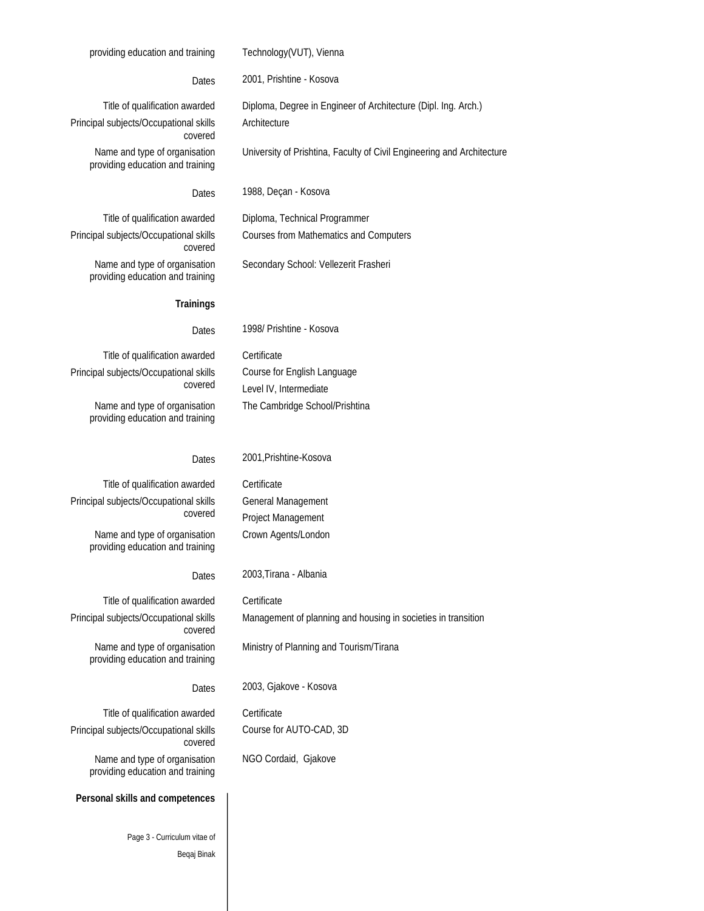| | |
|---|---|
| providing education and training | Technology(VUT), Vienna |
| Dates | 2001, Prishtine - Kosova |
| Title of qualification awarded | Diploma, Degree in Engineer of Architecture (Dipl. Ing. Arch.) |
| Principal subjects/Occupational skills covered | Architecture |
| Name and type of organisation providing education and training | University of Prishtina, Faculty of Civil Engineering and Architecture |
| Dates | 1988, Deçan - Kosova |
| Title of qualification awarded | Diploma, Technical Programmer |
| Principal subjects/Occupational skills covered | Courses from Mathematics and Computers |
| Name and type of organisation providing education and training | Secondary School: Vellezerit Frasheri |

**Trainings**

| | |
|---|---|
| Dates | 1998/ Prishtine - Kosova |
| Title of qualification awarded | Certificate |
| Principal subjects/Occupational skills covered | Course for English Language<br>Level IV, Intermediate |
| Name and type of organisation providing education and training | The Cambridge School/Prishtina |
| Dates | 2001,Prishtine-Kosova |
| Title of qualification awarded | Certificate |
| Principal subjects/Occupational skills covered | General Management<br>Project Management |
| Name and type of organisation providing education and training | Crown Agents/London |
| Dates | 2003,Tirana - Albania |
| Title of qualification awarded | Certificate |
| Principal subjects/Occupational skills covered | Management of planning and housing in societies in transition |
| Name and type of organisation providing education and training | Ministry of Planning and Tourism/Tirana |
| Dates | 2003, Gjakove - Kosova |
| Title of qualification awarded | Certificate |
| Principal subjects/Occupational skills covered | Course for AUTO-CAD, 3D |
| Name and type of organisation providing education and training | NGO Cordaid, Gjakove |

**Personal skills and competences**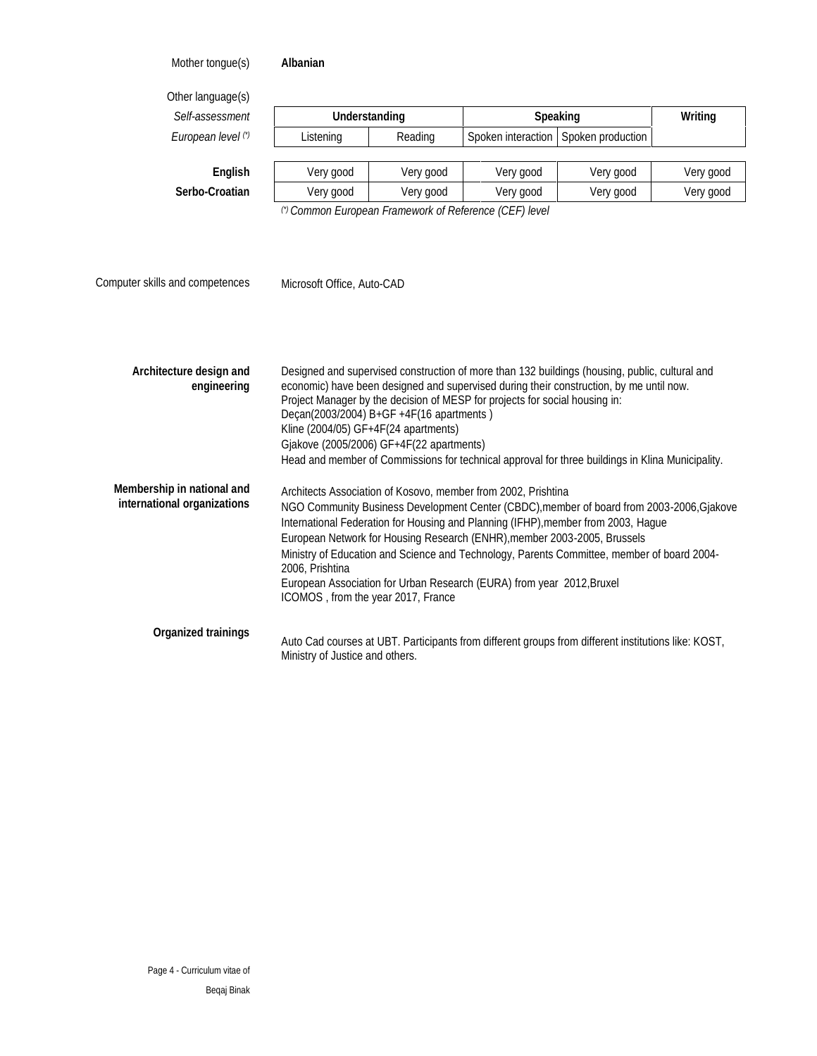Mother tongue(s) **Albanian**

Other language(s)

| *Self-assessment* | Understanding | | Speaking | | Writing |
|---|---|---|---|---|---|
| *European level (\*)* | Listening | Reading | Spoken interaction | Spoken production | |
| **English** | Very good | Very good | Very good | Very good | Very good |
| **Serbo-Croatian** | Very good | Very good | Very good | Very good | Very good |

*(\*) Common European Framework of Reference (CEF) level*

Computer skills and competences: Microsoft Office, Auto-CAD

**Architecture design and engineering**

Designed and supervised construction of more than 132 buildings (housing, public, cultural and economic) have been designed and supervised during their construction, by me until now.
Project Manager by the decision of MESP for projects for social housing in:
Deçan(2003/2004) B+GF +4F(16 apartments )
Kline (2004/05) GF+4F(24 apartments)
Gjakove (2005/2006) GF+4F(22 apartments)
Head and member of Commissions for technical approval for three buildings in Klina Municipality.

**Membership in national and international organizations**

Architects Association of Kosovo, member from 2002, Prishtina
NGO Community Business Development Center (CBDC),member of board from 2003-2006,Gjakove
International Federation for Housing and Planning (IFHP),member from 2003, Hague
European Network for Housing Research (ENHR),member 2003-2005, Brussels
Ministry of Education and Science and Technology, Parents Committee, member of board 2004-2006, Prishtina
European Association for Urban Research (EURA) from year 2012,Bruxel
ICOMOS , from the year 2017, France

**Organized trainings**

Auto Cad courses at UBT. Participants from different groups from different institutions like: KOST, Ministry of Justice and others.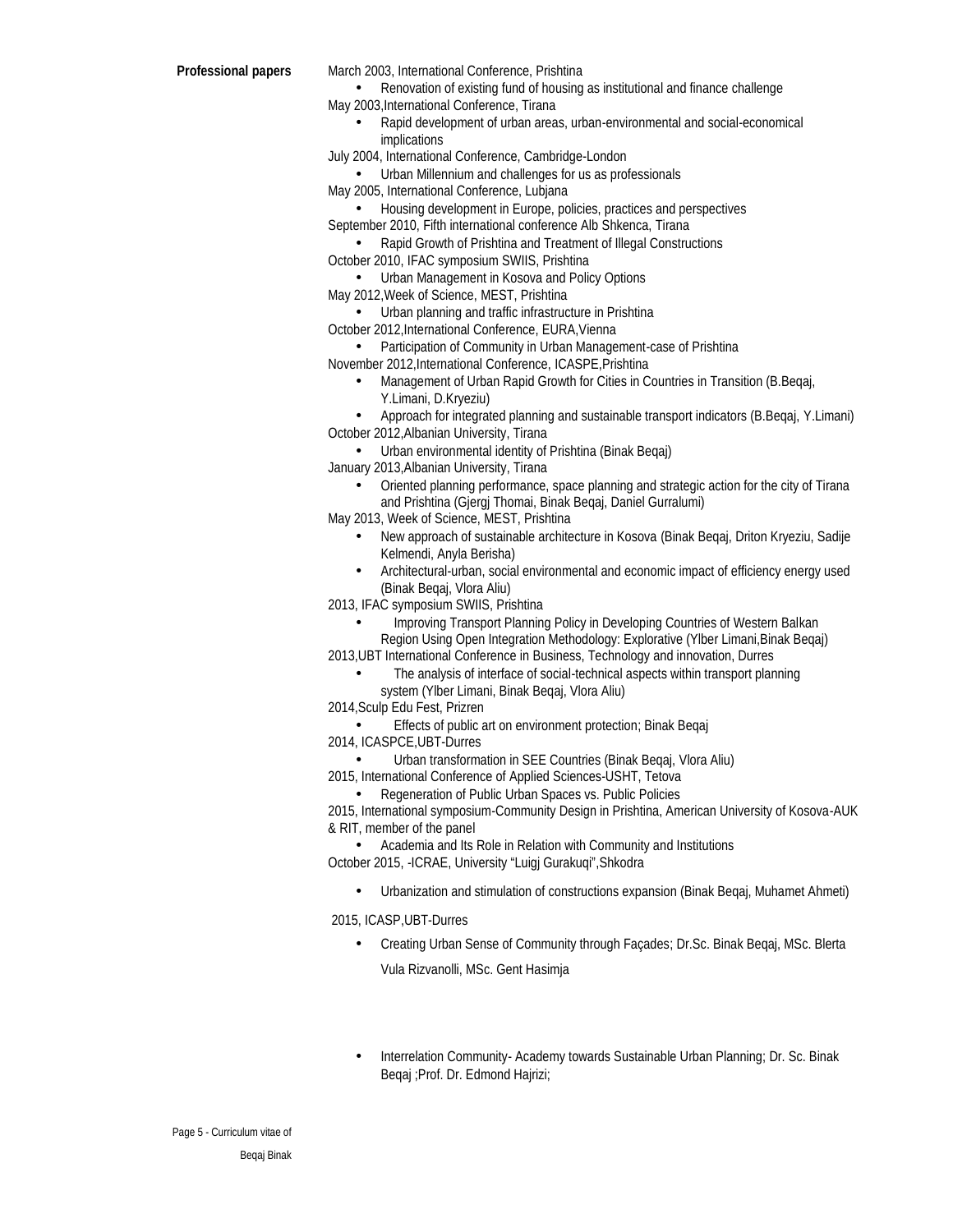**Professional papers**

March 2003, International Conference, Prishtina

- Renovation of existing fund of housing as institutional and finance challenge

May 2003,International Conference, Tirana

- Rapid development of urban areas, urban-environmental and social-economical implications

July 2004, International Conference, Cambridge-London

- Urban Millennium and challenges for us as professionals

May 2005, International Conference, Lubjana

- Housing development in Europe, policies, practices and perspectives

September 2010, Fifth international conference Alb Shkenca, Tirana

- Rapid Growth of Prishtina and Treatment of Illegal Constructions

October 2010, IFAC symposium SWIIS, Prishtina

- Urban Management in Kosova and Policy Options

May 2012,Week of Science, MEST, Prishtina

- Urban planning and traffic infrastructure in Prishtina

October 2012,International Conference, EURA,Vienna

- Participation of Community in Urban Management-case of Prishtina

November 2012,International Conference, ICASPE,Prishtina

- Management of Urban Rapid Growth for Cities in Countries in Transition (B.Beqaj, Y.Limani, D.Kryeziu)
- Approach for integrated planning and sustainable transport indicators (B.Beqaj, Y.Limani)

October 2012,Albanian University, Tirana

- Urban environmental identity of Prishtina (Binak Beqaj)

January 2013,Albanian University, Tirana

- Oriented planning performance, space planning and strategic action for the city of Tirana and Prishtina (Gjergj Thomai, Binak Beqaj, Daniel Gurralumi)

May 2013, Week of Science, MEST, Prishtina

- New approach of sustainable architecture in Kosova (Binak Beqaj, Driton Kryeziu, Sadije Kelmendi, Anyla Berisha)
- Architectural-urban, social environmental and economic impact of efficiency energy used (Binak Beqaj, Vlora Aliu)

2013, IFAC symposium SWIIS, Prishtina

- Improving Transport Planning Policy in Developing Countries of Western Balkan Region Using Open Integration Methodology: Explorative (Ylber Limani,Binak Beqaj)

2013,UBT International Conference in Business, Technology and innovation, Durres

- The analysis of interface of social-technical aspects within transport planning system (Ylber Limani, Binak Beqaj, Vlora Aliu)

2014,Sculp Edu Fest, Prizren

- Effects of public art on environment protection; Binak Beqaj

2014, ICASPCE,UBT-Durres

- Urban transformation in SEE Countries (Binak Beqaj, Vlora Aliu)

2015, International Conference of Applied Sciences-USHT, Tetova

- Regeneration of Public Urban Spaces vs. Public Policies

2015, International symposium-Community Design in Prishtina, American University of Kosova-AUK & RIT, member of the panel

- Academia and Its Role in Relation with Community and Institutions

October 2015, -ICRAE, University "Luigj Gurakuqi",Shkodra

- Urbanization and stimulation of constructions expansion (Binak Beqaj, Muhamet Ahmeti)

2015, ICASP,UBT-Durres

- Creating Urban Sense of Community through Façades; Dr.Sc. Binak Beqaj, MSc. Blerta Vula Rizvanolli, MSc. Gent Hasimja

- Interrelation Community- Academy towards Sustainable Urban Planning; Dr. Sc. Binak Beqaj ;Prof. Dr. Edmond Hajrizi;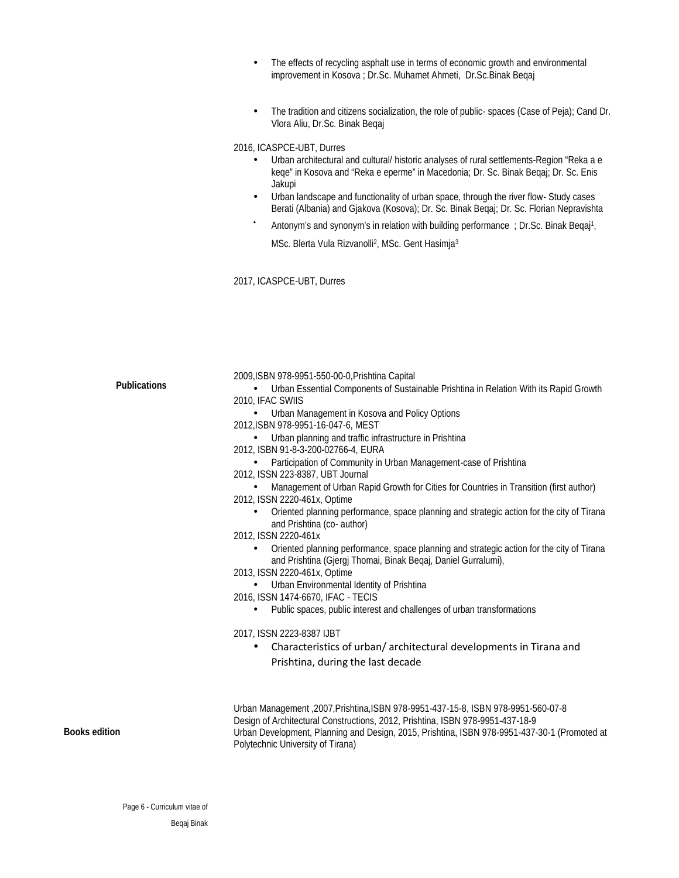- The effects of recycling asphalt use in terms of economic growth and environmental improvement in Kosova ; Dr.Sc. Muhamet Ahmeti, Dr.Sc.Binak Beqaj

- The tradition and citizens socialization, the role of public- spaces (Case of Peja); Cand Dr. Vlora Aliu, Dr.Sc. Binak Beqaj

2016, ICASPCE-UBT, Durres

- Urban architectural and cultural/ historic analyses of rural settlements-Region "Reka a e keqe" in Kosova and "Reka e eperme" in Macedonia; Dr. Sc. Binak Beqaj; Dr. Sc. Enis Jakupi
- Urban landscape and functionality of urban space, through the river flow- Study cases Berati (Albania) and Gjakova (Kosova); Dr. Sc. Binak Beqaj; Dr. Sc. Florian Nepravishta
- Antonym's and synonym's in relation with building performance ; Dr.Sc. Binak Beqaj[1], MSc. Blerta Vula Rizvanolli[2], MSc. Gent Hasimja[3]

2017, ICASPCE-UBT, Durres

**Publications**

2009,ISBN 978-9951-550-00-0,Prishtina Capital

- Urban Essential Components of Sustainable Prishtina in Relation With its Rapid Growth

2010, IFAC SWIIS

- Urban Management in Kosova and Policy Options

2012,ISBN 978-9951-16-047-6, MEST

- Urban planning and traffic infrastructure in Prishtina

2012, ISBN 91-8-3-200-02766-4, EURA

- Participation of Community in Urban Management-case of Prishtina

2012, ISSN 223-8387, UBT Journal

- Management of Urban Rapid Growth for Cities for Countries in Transition (first author)

2012, ISSN 2220-461x, Optime

- Oriented planning performance, space planning and strategic action for the city of Tirana and Prishtina (co- author)

2012, ISSN 2220-461x

- Oriented planning performance, space planning and strategic action for the city of Tirana and Prishtina (Gjergj Thomai, Binak Beqaj, Daniel Gurralumi),

2013, ISSN 2220-461x, Optime

- Urban Environmental Identity of Prishtina

2016, ISSN 1474-6670, IFAC - TECIS

- Public spaces, public interest and challenges of urban transformations

2017, ISSN 2223-8387 IJBT

- Characteristics of urban/ architectural developments in Tirana and Prishtina, during the last decade

**Books edition**

Urban Management ,2007,Prishtina,ISBN 978-9951-437-15-8, ISBN 978-9951-560-07-8
Design of Architectural Constructions, 2012, Prishtina, ISBN 978-9951-437-18-9
Urban Development, Planning and Design, 2015, Prishtina, ISBN 978-9951-437-30-1 (Promoted at Polytechnic University of Tirana)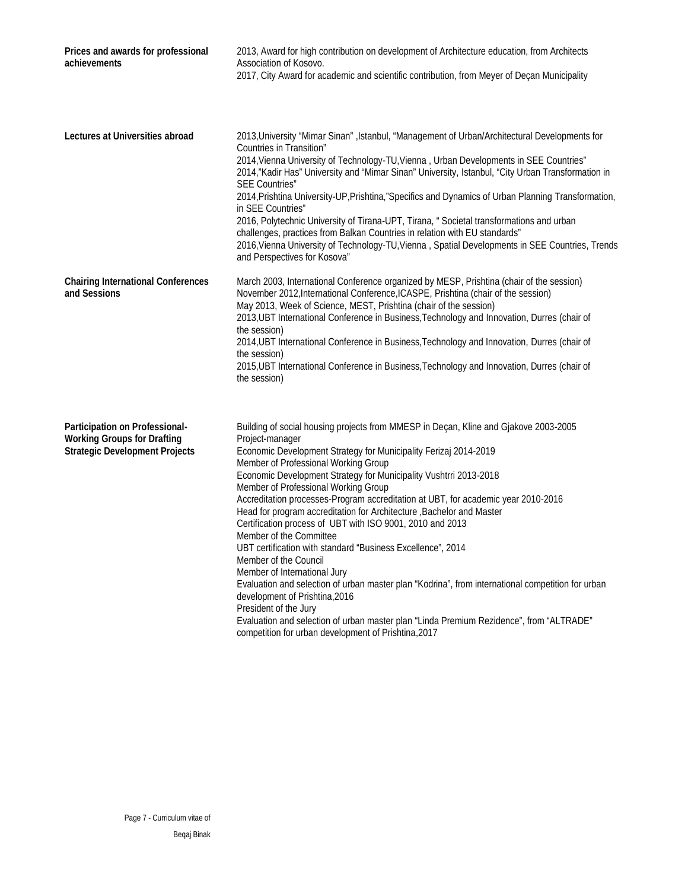**Prices and awards for professional achievements**

2013, Award for high contribution on development of Architecture education, from Architects Association of Kosovo.
2017, City Award for academic and scientific contribution, from Meyer of Deçan Municipality

**Lectures at Universities abroad**

2013,University “Mimar Sinan” ,Istanbul, “Management of Urban/Architectural Developments for Countries in Transition”
2014,Vienna University of Technology-TU,Vienna , Urban Developments in SEE Countries”
2014,”Kadir Has” University and “Mimar Sinan” University, Istanbul, “City Urban Transformation in SEE Countries”
2014,Prishtina University-UP,Prishtina,”Specifics and Dynamics of Urban Planning Transformation, in SEE Countries”
2016, Polytechnic University of Tirana-UPT, Tirana, “ Societal transformations and urban challenges, practices from Balkan Countries in relation with EU standards”
2016,Vienna University of Technology-TU,Vienna , Spatial Developments in SEE Countries, Trends and Perspectives for Kosova”

**Chairing International Conferences and Sessions**

March 2003, International Conference organized by MESP, Prishtina (chair of the session)
November 2012,International Conference,ICASPE, Prishtina (chair of the session)
May 2013, Week of Science, MEST, Prishtina (chair of the session)
2013,UBT International Conference in Business,Technology and Innovation, Durres (chair of the session)
2014,UBT International Conference in Business,Technology and Innovation, Durres (chair of the session)
2015,UBT International Conference in Business,Technology and Innovation, Durres (chair of the session)

**Participation on Professional-Working Groups for Drafting Strategic Development Projects**

Building of social housing projects from MMESP in Deçan, Kline and Gjakove 2003-2005
Project-manager
Economic Development Strategy for Municipality Ferizaj 2014-2019
Member of Professional Working Group
Economic Development Strategy for Municipality Vushtrri 2013-2018
Member of Professional Working Group
Accreditation processes-Program accreditation at UBT, for academic year 2010-2016
Head for program accreditation for Architecture ,Bachelor and Master
Certification process of UBT with ISO 9001, 2010 and 2013
Member of the Committee
UBT certification with standard “Business Excellence”, 2014
Member of the Council
Member of International Jury
Evaluation and selection of urban master plan “Kodrina”, from international competition for urban development of Prishtina,2016
President of the Jury
Evaluation and selection of urban master plan “Linda Premium Rezidence”, from “ALTRADE” competition for urban development of Prishtina,2017